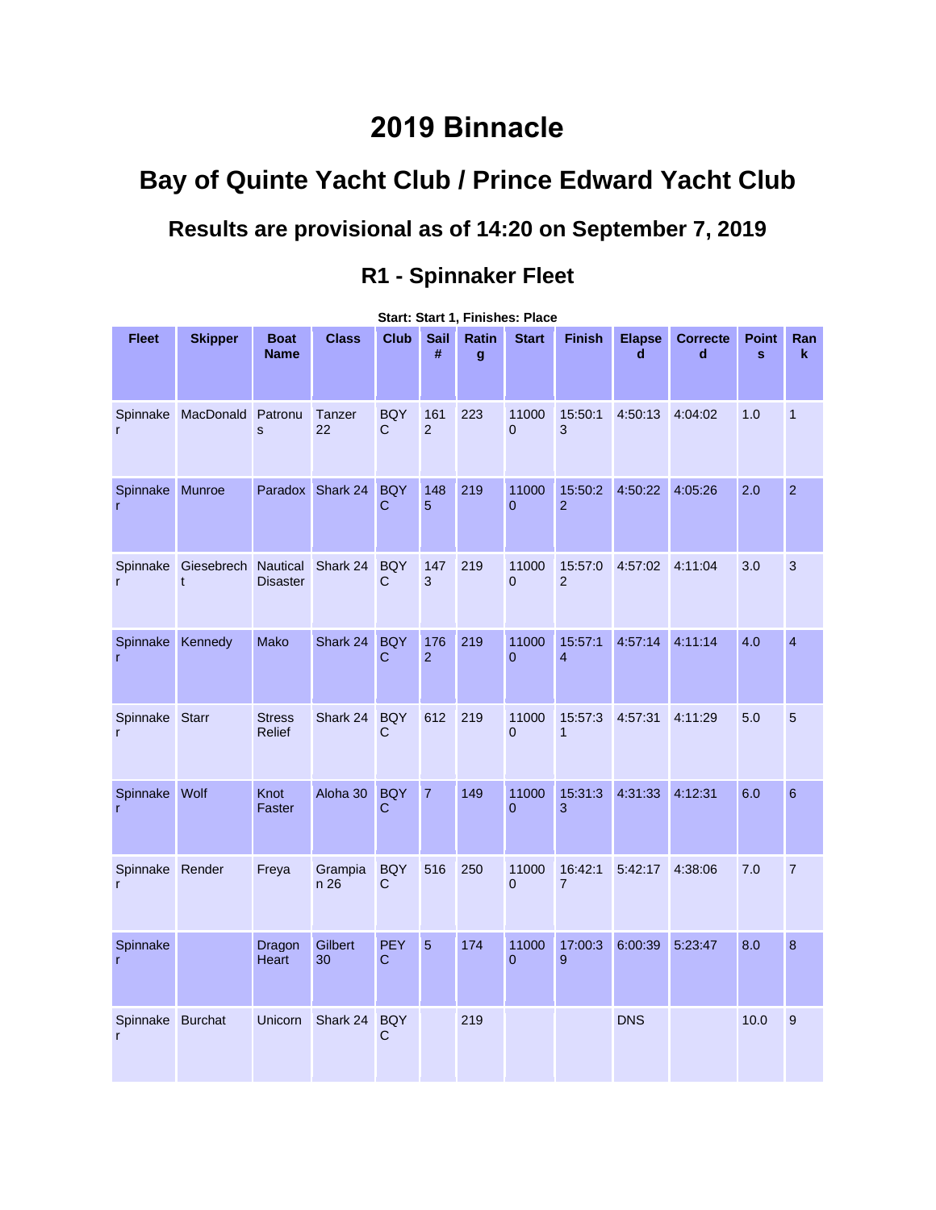# 2019 Binnacle

## Bay of Quinte Yacht Club / Prince Edward Yacht Club

### Results are provisional as of 14:20 on September 7, 2019

### R1 - Spinnaker Fleet

**Start: Start 1, Finishes: Place**

| Fleet | Skipper | Boat Name | Class | Club | Sail # | Rating | Start | Finish | Elapsed | Corrected | Points | Rank |
|---|---|---|---|---|---|---|---|---|---|---|---|---|
| Spinnaker | MacDonald | Patronus | Tanzer 22 | BQYC | 1612 | 223 | 110000 | 15:50:13 | 4:50:13 | 4:04:02 | 1.0 | 1 |
| Spinnaker | Munroe | Paradox | Shark 24 | BQYC | 1485 | 219 | 110000 | 15:50:22 | 4:50:22 | 4:05:26 | 2.0 | 2 |
| Spinnaker | Giesebrecht | Nautical Disaster | Shark 24 | BQYC | 1473 | 219 | 110000 | 15:57:02 | 4:57:02 | 4:11:04 | 3.0 | 3 |
| Spinnaker | Kennedy | Mako | Shark 24 | BQYC | 1762 | 219 | 110000 | 15:57:14 | 4:57:14 | 4:11:14 | 4.0 | 4 |
| Spinnaker | Starr | Stress Relief | Shark 24 | BQYC | 612 | 219 | 110000 | 15:57:31 | 4:57:31 | 4:11:29 | 5.0 | 5 |
| Spinnaker | Wolf | Knot Faster | Aloha 30 | BQYC | 7 | 149 | 110000 | 15:31:33 | 4:31:33 | 4:12:31 | 6.0 | 6 |
| Spinnaker | Render | Freya | Grampian 26 | BQYC | 516 | 250 | 110000 | 16:42:17 | 5:42:17 | 4:38:06 | 7.0 | 7 |
| Spinnaker | | Dragon Heart | Gilbert 30 | PEYC | 5 | 174 | 110000 | 17:00:39 | 6:00:39 | 5:23:47 | 8.0 | 8 |
| Spinnaker | Burchat | Unicorn | Shark 24 | BQYC | | 219 | | | DNS | | 10.0 | 9 |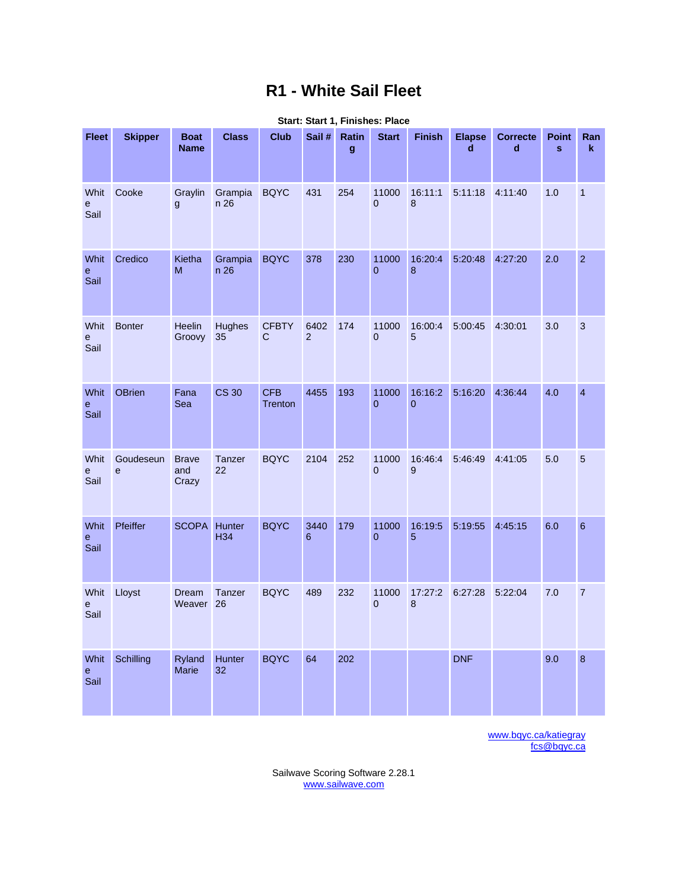# R1 - White Sail Fleet

**Start: Start 1, Finishes: Place**

| Fleet | Skipper | Boat Name | Class | Club | Sail # | Rating | Start | Finish | Elapsed | Corrected | Points | Rank |
|---|---|---|---|---|---|---|---|---|---|---|---|---|
| White Sail | Cooke | Grayling | Grampian 26 | BQYC | 431 | 254 | 110000 | 16:11:18 | 5:11:18 | 4:11:40 | 1.0 | 1 |
| White Sail | Credico | Kietha M | Grampian 26 | BQYC | 378 | 230 | 110000 | 16:20:48 | 5:20:48 | 4:27:20 | 2.0 | 2 |
| White Sail | Bonter | Heelin Groovy | Hughes 35 | CFBTYC | 64022 | 174 | 110000 | 16:00:45 | 5:00:45 | 4:30:01 | 3.0 | 3 |
| White Sail | OBrien | Fana Sea | CS 30 | CFB Trenton | 4455 | 193 | 110000 | 16:16:20 | 5:16:20 | 4:36:44 | 4.0 | 4 |
| White Sail | Goudeseune | Brave and Crazy | Tanzer 22 | BQYC | 2104 | 252 | 110000 | 16:46:49 | 5:46:49 | 4:41:05 | 5.0 | 5 |
| White Sail | Pfeiffer | SCOPA | Hunter H34 | BQYC | 34406 | 179 | 110000 | 16:19:55 | 5:19:55 | 4:45:15 | 6.0 | 6 |
| White Sail | Lloyst | Dream Weaver | Tanzer 26 | BQYC | 489 | 232 | 110000 | 17:27:28 | 6:27:28 | 5:22:04 | 7.0 | 7 |
| White Sail | Schilling | Ryland Marie | Hunter 32 | BQYC | 64 | 202 | | | DNF | | 9.0 | 8 |

www.bqyc.ca/katiegray
fcs@bqyc.ca

Sailwave Scoring Software 2.28.1
www.sailwave.com